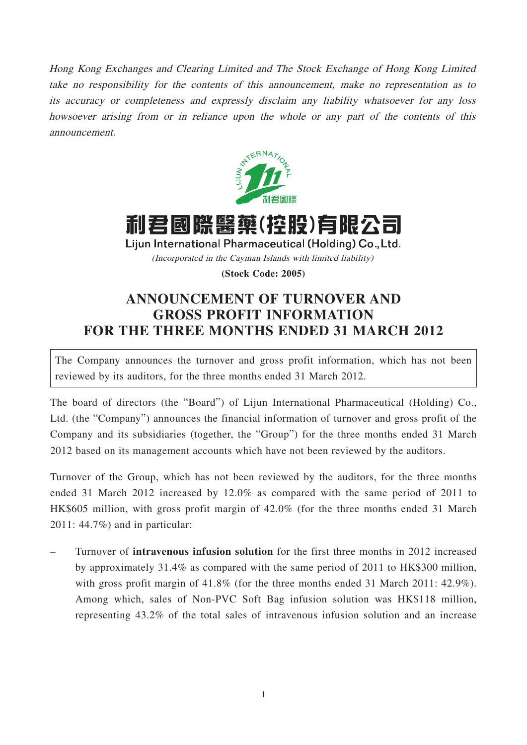*Hong Kong Exchanges and Clearing Limited and The Stock Exchange of Hong Kong Limited take no responsibility for the contents of this announcement, make no representation as to its accuracy or completeness and expressly disclaim any liability whatsoever for any loss howsoever arising from or in reliance upon the whole or any part of the contents of this announcement.*

# 利君國際醫藥(控股)有限公司

**Lijun International Pharmaceutical (Holding) Co., Ltd.**

*(Incorporated in the Cayman Islands with limited liability)*

**(Stock Code: 2005)**

## ANNOUNCEMENT OF TURNOVER AND GROSS PROFIT INFORMATION FOR THE THREE MONTHS ENDED 31 MARCH 2012

The Company announces the turnover and gross profit information, which has not been reviewed by its auditors, for the three months ended 31 March 2012.

The board of directors (the "Board") of Lijun International Pharmaceutical (Holding) Co., Ltd. (the "Company") announces the financial information of turnover and gross profit of the Company and its subsidiaries (together, the "Group") for the three months ended 31 March 2012 based on its management accounts which have not been reviewed by the auditors.

Turnover of the Group, which has not been reviewed by the auditors, for the three months ended 31 March 2012 increased by 12.0% as compared with the same period of 2011 to HK$605 million, with gross profit margin of 42.0% (for the three months ended 31 March 2011: 44.7%) and in particular:

– Turnover of **intravenous infusion solution** for the first three months in 2012 increased by approximately 31.4% as compared with the same period of 2011 to HK$300 million, with gross profit margin of 41.8% (for the three months ended 31 March 2011: 42.9%). Among which, sales of Non-PVC Soft Bag infusion solution was HK$118 million, representing 43.2% of the total sales of intravenous infusion solution and an increase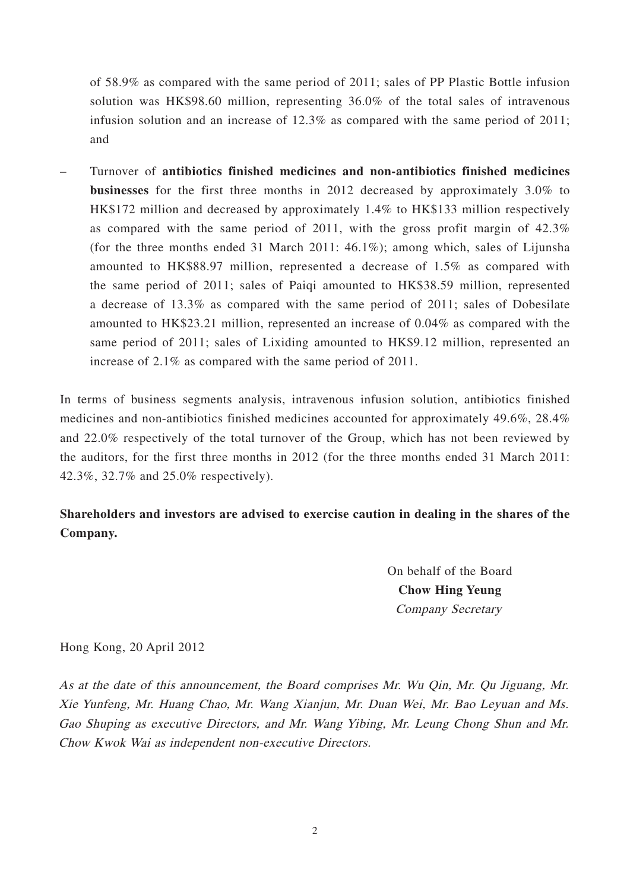of 58.9% as compared with the same period of 2011; sales of PP Plastic Bottle infusion solution was HK$98.60 million, representing 36.0% of the total sales of intravenous infusion solution and an increase of 12.3% as compared with the same period of 2011; and

– Turnover of **antibiotics finished medicines and non-antibiotics finished medicines businesses** for the first three months in 2012 decreased by approximately 3.0% to HK$172 million and decreased by approximately 1.4% to HK$133 million respectively as compared with the same period of 2011, with the gross profit margin of 42.3% (for the three months ended 31 March 2011: 46.1%); among which, sales of Lijunsha amounted to HK$88.97 million, represented a decrease of 1.5% as compared with the same period of 2011; sales of Paiqi amounted to HK$38.59 million, represented a decrease of 13.3% as compared with the same period of 2011; sales of Dobesilate amounted to HK$23.21 million, represented an increase of 0.04% as compared with the same period of 2011; sales of Lixiding amounted to HK$9.12 million, represented an increase of 2.1% as compared with the same period of 2011.

In terms of business segments analysis, intravenous infusion solution, antibiotics finished medicines and non-antibiotics finished medicines accounted for approximately 49.6%, 28.4% and 22.0% respectively of the total turnover of the Group, which has not been reviewed by the auditors, for the first three months in 2012 (for the three months ended 31 March 2011: 42.3%, 32.7% and 25.0% respectively).

**Shareholders and investors are advised to exercise caution in dealing in the shares of the Company.**

On behalf of the Board
**Chow Hing Yeung**
*Company Secretary*

Hong Kong, 20 April 2012

*As at the date of this announcement, the Board comprises Mr. Wu Qin, Mr. Qu Jiguang, Mr. Xie Yunfeng, Mr. Huang Chao, Mr. Wang Xianjun, Mr. Duan Wei, Mr. Bao Leyuan and Ms. Gao Shuping as executive Directors, and Mr. Wang Yibing, Mr. Leung Chong Shun and Mr. Chow Kwok Wai as independent non-executive Directors.*